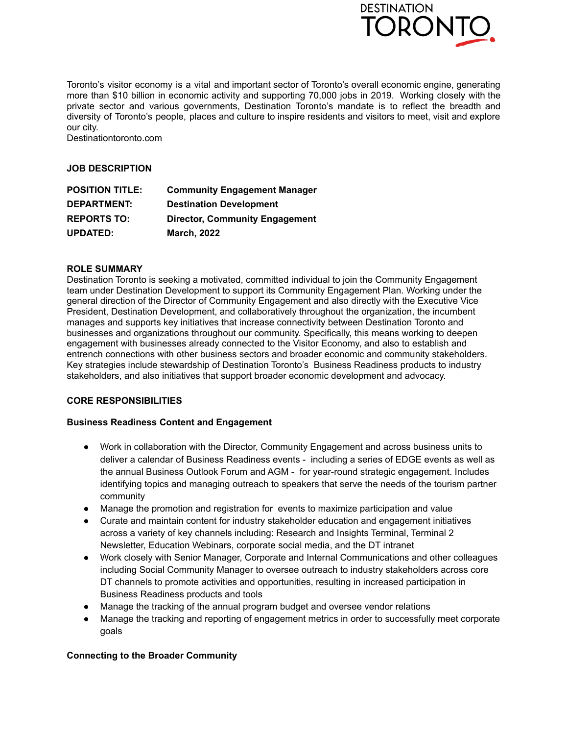DESTINATION TORONTO

Toronto's visitor economy is a vital and important sector of Toronto's overall economic engine, generating more than $10 billion in economic activity and supporting 70,000 jobs in 2019. Working closely with the private sector and various governments, Destination Toronto's mandate is to reflect the breadth and diversity of Toronto's people, places and culture to inspire residents and visitors to meet, visit and explore our city.
Destinationtoronto.com

## JOB DESCRIPTION

| | |
|---|---|
| **POSITION TITLE:** | **Community Engagement Manager** |
| **DEPARTMENT:** | **Destination Development** |
| **REPORTS TO:** | **Director, Community Engagement** |
| **UPDATED:** | **March, 2022** |

## ROLE SUMMARY

Destination Toronto is seeking a motivated, committed individual to join the Community Engagement team under Destination Development to support its Community Engagement Plan. Working under the general direction of the Director of Community Engagement and also directly with the Executive Vice President, Destination Development, and collaboratively throughout the organization, the incumbent manages and supports key initiatives that increase connectivity between Destination Toronto and businesses and organizations throughout our community. Specifically, this means working to deepen engagement with businesses already connected to the Visitor Economy, and also to establish and entrench connections with other business sectors and broader economic and community stakeholders. Key strategies include stewardship of Destination Toronto's Business Readiness products to industry stakeholders, and also initiatives that support broader economic development and advocacy.

## CORE RESPONSIBILITIES

### Business Readiness Content and Engagement

- Work in collaboration with the Director, Community Engagement and across business units to deliver a calendar of Business Readiness events - including a series of EDGE events as well as the annual Business Outlook Forum and AGM - for year-round strategic engagement. Includes identifying topics and managing outreach to speakers that serve the needs of the tourism partner community
- Manage the promotion and registration for events to maximize participation and value
- Curate and maintain content for industry stakeholder education and engagement initiatives across a variety of key channels including: Research and Insights Terminal, Terminal 2 Newsletter, Education Webinars, corporate social media, and the DT intranet
- Work closely with Senior Manager, Corporate and Internal Communications and other colleagues including Social Community Manager to oversee outreach to industry stakeholders across core DT channels to promote activities and opportunities, resulting in increased participation in Business Readiness products and tools
- Manage the tracking of the annual program budget and oversee vendor relations
- Manage the tracking and reporting of engagement metrics in order to successfully meet corporate goals

### Connecting to the Broader Community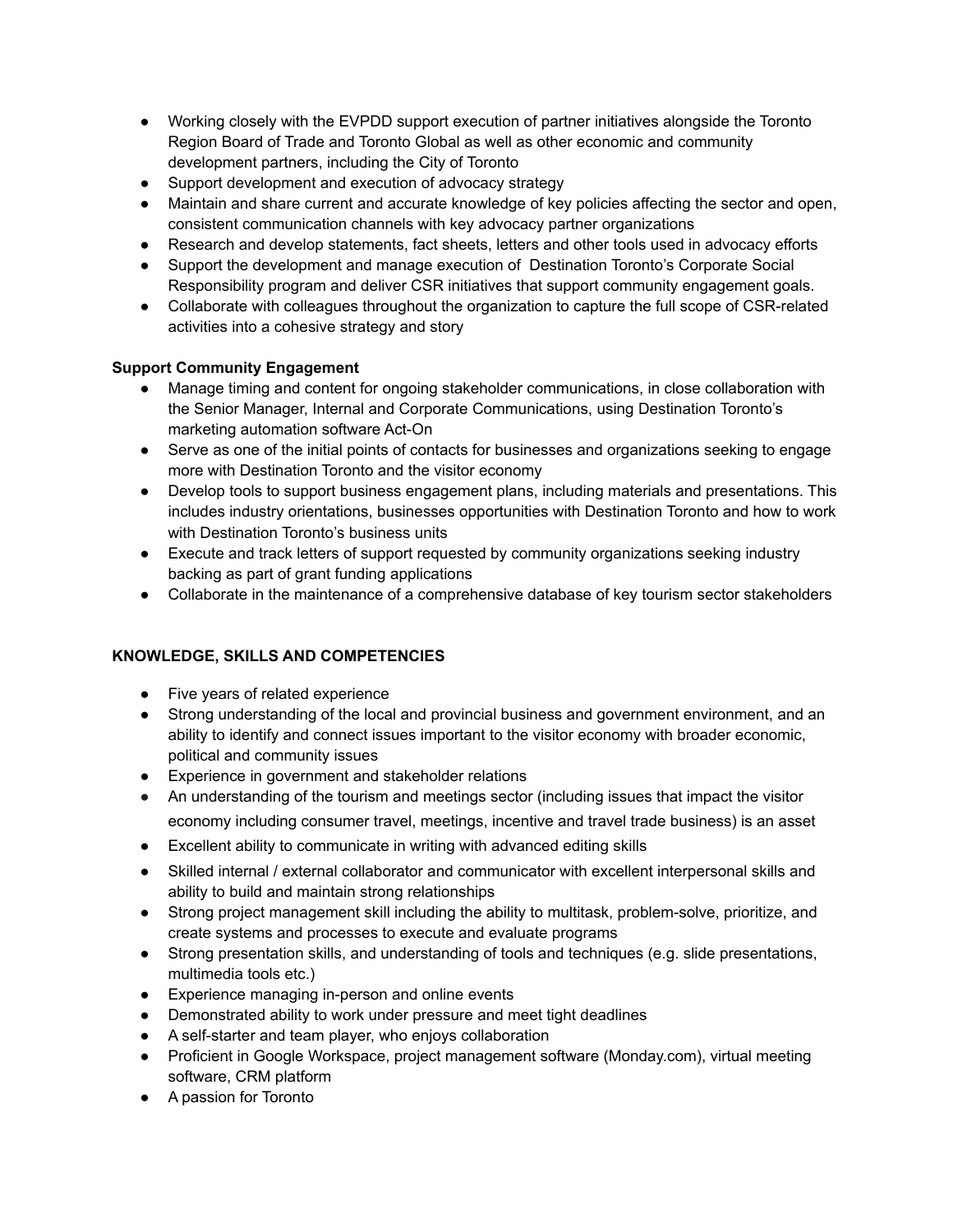- Working closely with the EVPDD support execution of partner initiatives alongside the Toronto Region Board of Trade and Toronto Global as well as other economic and community development partners, including the City of Toronto
- Support development and execution of advocacy strategy
- Maintain and share current and accurate knowledge of key policies affecting the sector and open, consistent communication channels with key advocacy partner organizations
- Research and develop statements, fact sheets, letters and other tools used in advocacy efforts
- Support the development and manage execution of Destination Toronto's Corporate Social Responsibility program and deliver CSR initiatives that support community engagement goals.
- Collaborate with colleagues throughout the organization to capture the full scope of CSR-related activities into a cohesive strategy and story

**Support Community Engagement**

- Manage timing and content for ongoing stakeholder communications, in close collaboration with the Senior Manager, Internal and Corporate Communications, using Destination Toronto's marketing automation software Act-On
- Serve as one of the initial points of contacts for businesses and organizations seeking to engage more with Destination Toronto and the visitor economy
- Develop tools to support business engagement plans, including materials and presentations. This includes industry orientations, businesses opportunities with Destination Toronto and how to work with Destination Toronto's business units
- Execute and track letters of support requested by community organizations seeking industry backing as part of grant funding applications
- Collaborate in the maintenance of a comprehensive database of key tourism sector stakeholders

**KNOWLEDGE, SKILLS AND COMPETENCIES**

- Five years of related experience
- Strong understanding of the local and provincial business and government environment, and an ability to identify and connect issues important to the visitor economy with broader economic, political and community issues
- Experience in government and stakeholder relations
- An understanding of the tourism and meetings sector (including issues that impact the visitor economy including consumer travel, meetings, incentive and travel trade business) is an asset
- Excellent ability to communicate in writing with advanced editing skills
- Skilled internal / external collaborator and communicator with excellent interpersonal skills and ability to build and maintain strong relationships
- Strong project management skill including the ability to multitask, problem-solve, prioritize, and create systems and processes to execute and evaluate programs
- Strong presentation skills, and understanding of tools and techniques (e.g. slide presentations, multimedia tools etc.)
- Experience managing in-person and online events
- Demonstrated ability to work under pressure and meet tight deadlines
- A self-starter and team player, who enjoys collaboration
- Proficient in Google Workspace, project management software (Monday.com), virtual meeting software, CRM platform
- A passion for Toronto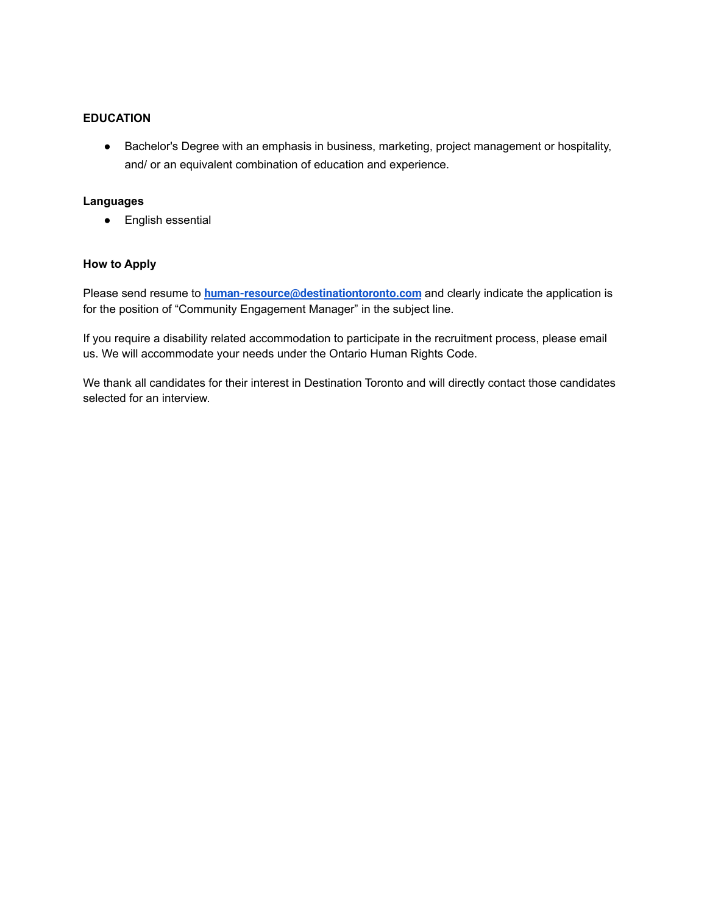**EDUCATION**

- Bachelor's Degree with an emphasis in business, marketing, project management or hospitality, and/ or an equivalent combination of education and experience.

**Languages**

- English essential

**How to Apply**

Please send resume to **human-resource@destinationtoronto.com** and clearly indicate the application is for the position of "Community Engagement Manager" in the subject line.

If you require a disability related accommodation to participate in the recruitment process, please email us. We will accommodate your needs under the Ontario Human Rights Code.

We thank all candidates for their interest in Destination Toronto and will directly contact those candidates selected for an interview.